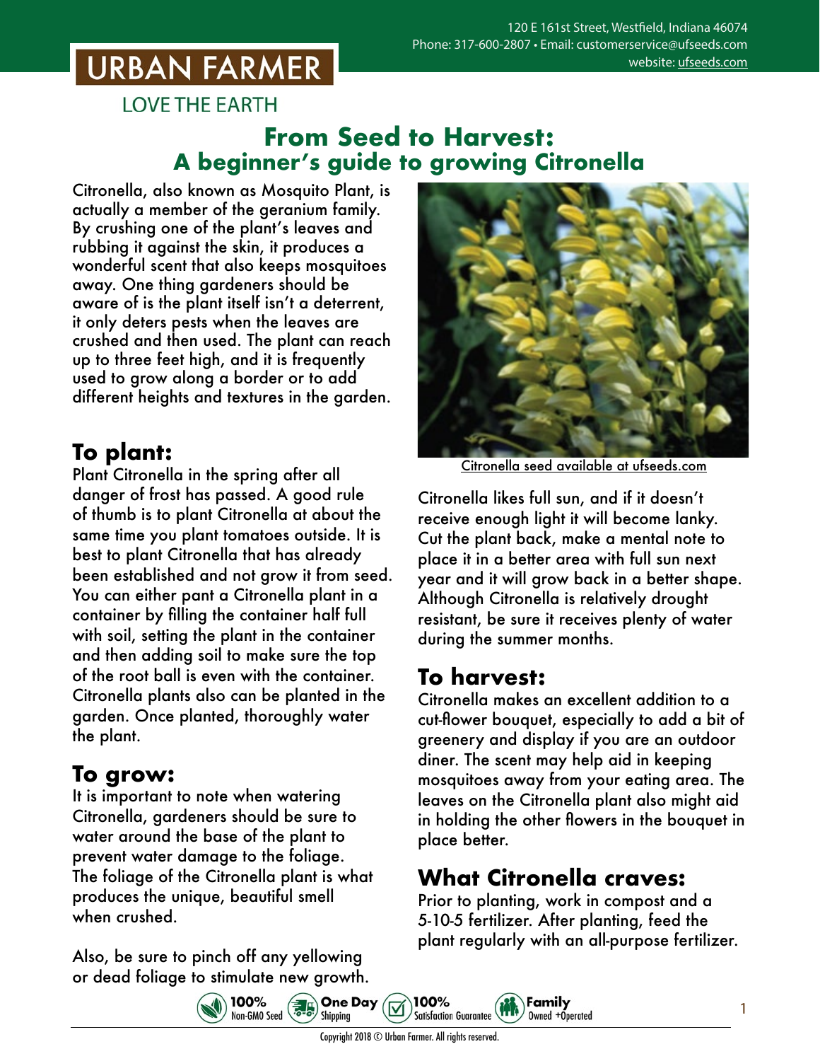120 E 161st Street, Westfield, Indiana 46074
Phone: 317-600-2807 • Email: customerservice@ufseeds.com
website: ufseeds.com

URBAN FARMER

LOVE THE EARTH

# From Seed to Harvest: A beginner's guide to growing Citronella

Citronella, also known as Mosquito Plant, is actually a member of the geranium family. By crushing one of the plant's leaves and rubbing it against the skin, it produces a wonderful scent that also keeps mosquitoes away. One thing gardeners should be aware of is the plant itself isn't a deterrent, it only deters pests when the leaves are crushed and then used. The plant can reach up to three feet high, and it is frequently used to grow along a border or to add different heights and textures in the garden.

## To plant:

Plant Citronella in the spring after all danger of frost has passed. A good rule of thumb is to plant Citronella at about the same time you plant tomatoes outside. It is best to plant Citronella that has already been established and not grow it from seed. You can either pant a Citronella plant in a container by filling the container half full with soil, setting the plant in the container and then adding soil to make sure the top of the root ball is even with the container. Citronella plants also can be planted in the garden. Once planted, thoroughly water the plant.

## To grow:

It is important to note when watering Citronella, gardeners should be sure to water around the base of the plant to prevent water damage to the foliage. The foliage of the Citronella plant is what produces the unique, beautiful smell when crushed.

Also, be sure to pinch off any yellowing or dead foliage to stimulate new growth.

Citronella seed available at ufseeds.com

Citronella likes full sun, and if it doesn't receive enough light it will become lanky. Cut the plant back, make a mental note to place it in a better area with full sun next year and it will grow back in a better shape. Although Citronella is relatively drought resistant, be sure it receives plenty of water during the summer months.

## To harvest:

Citronella makes an excellent addition to a cut-flower bouquet, especially to add a bit of greenery and display if you are an outdoor diner. The scent may help aid in keeping mosquitoes away from your eating area. The leaves on the Citronella plant also might aid in holding the other flowers in the bouquet in place better.

## What Citronella craves:

Prior to planting, work in compost and a 5-10-5 fertilizer. After planting, feed the plant regularly with an all-purpose fertilizer.

100% Non-GMO Seed • One Day Shipping • 100% Satisfaction Guarantee • Family Owned +Operated

Copyright 2018 © Urban Farmer. All rights reserved.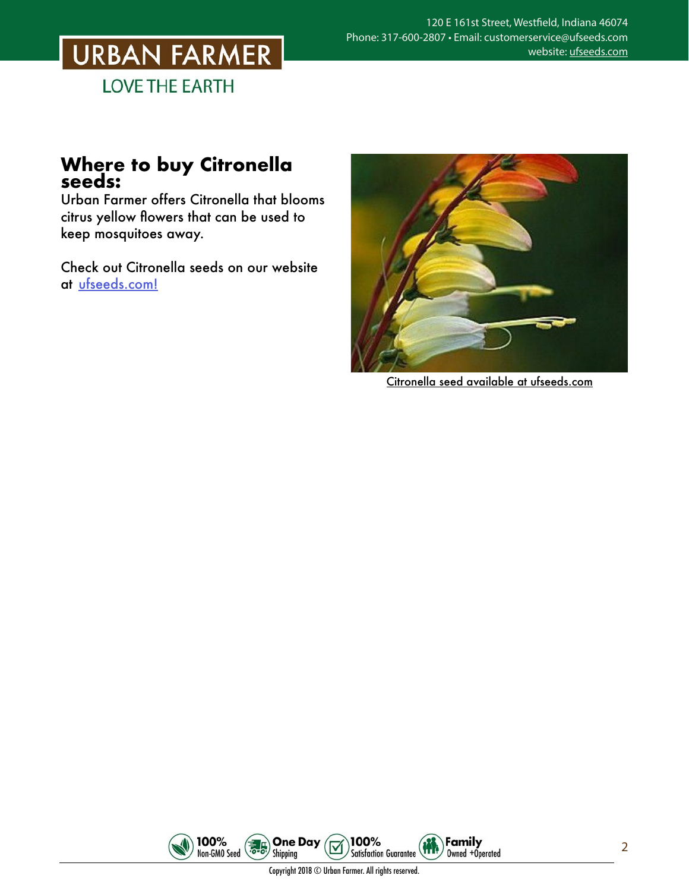## Where to buy Citronella seeds:

Urban Farmer offers Citronella that blooms citrus yellow flowers that can be used to keep mosquitoes away.

Check out Citronella seeds on our website at ufseeds.com!

Citronella seed available at ufseeds.com